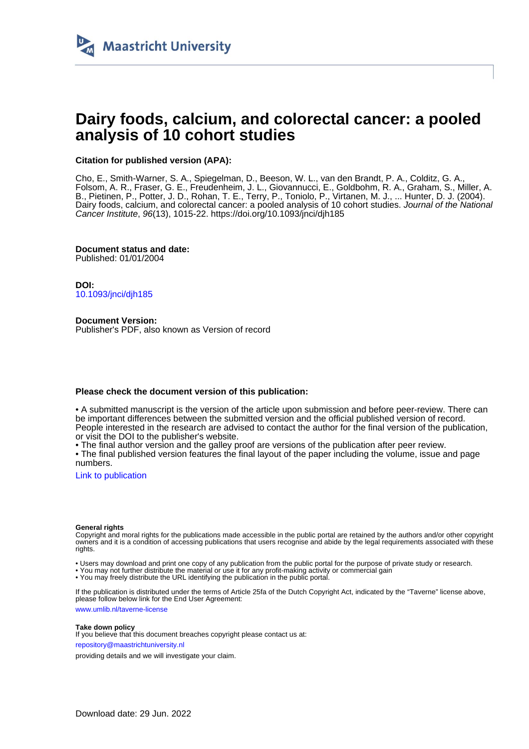Maastricht University

# Dairy foods, calcium, and colorectal cancer: a pooled analysis of 10 cohort studies

**Citation for published version (APA):**

Cho, E., Smith-Warner, S. A., Spiegelman, D., Beeson, W. L., van den Brandt, P. A., Colditz, G. A., Folsom, A. R., Fraser, G. E., Freudenheim, J. L., Giovannucci, E., Goldbohm, R. A., Graham, S., Miller, A. B., Pietinen, P., Potter, J. D., Rohan, T. E., Terry, P., Toniolo, P., Virtanen, M. J., ... Hunter, D. J. (2004). Dairy foods, calcium, and colorectal cancer: a pooled analysis of 10 cohort studies. *Journal of the National Cancer Institute*, *96*(13), 1015-22. https://doi.org/10.1093/jnci/djh185

**Document status and date:**
Published: 01/01/2004

**DOI:**
10.1093/jnci/djh185

**Document Version:**
Publisher's PDF, also known as Version of record

**Please check the document version of this publication:**

• A submitted manuscript is the version of the article upon submission and before peer-review. There can be important differences between the submitted version and the official published version of record. People interested in the research are advised to contact the author for the final version of the publication, or visit the DOI to the publisher's website.
• The final author version and the galley proof are versions of the publication after peer review.
• The final published version features the final layout of the paper including the volume, issue and page numbers.

Link to publication

**General rights**
Copyright and moral rights for the publications made accessible in the public portal are retained by the authors and/or other copyright owners and it is a condition of accessing publications that users recognise and abide by the legal requirements associated with these rights.

• Users may download and print one copy of any publication from the public portal for the purpose of private study or research.
• You may not further distribute the material or use it for any profit-making activity or commercial gain
• You may freely distribute the URL identifying the publication in the public portal.

If the publication is distributed under the terms of Article 25fa of the Dutch Copyright Act, indicated by the "Taverne" license above, please follow below link for the End User Agreement:

www.umlib.nl/taverne-license

**Take down policy**
If you believe that this document breaches copyright please contact us at:

repository@maastrichtuniversity.nl

providing details and we will investigate your claim.

Download date: 29 Jun. 2022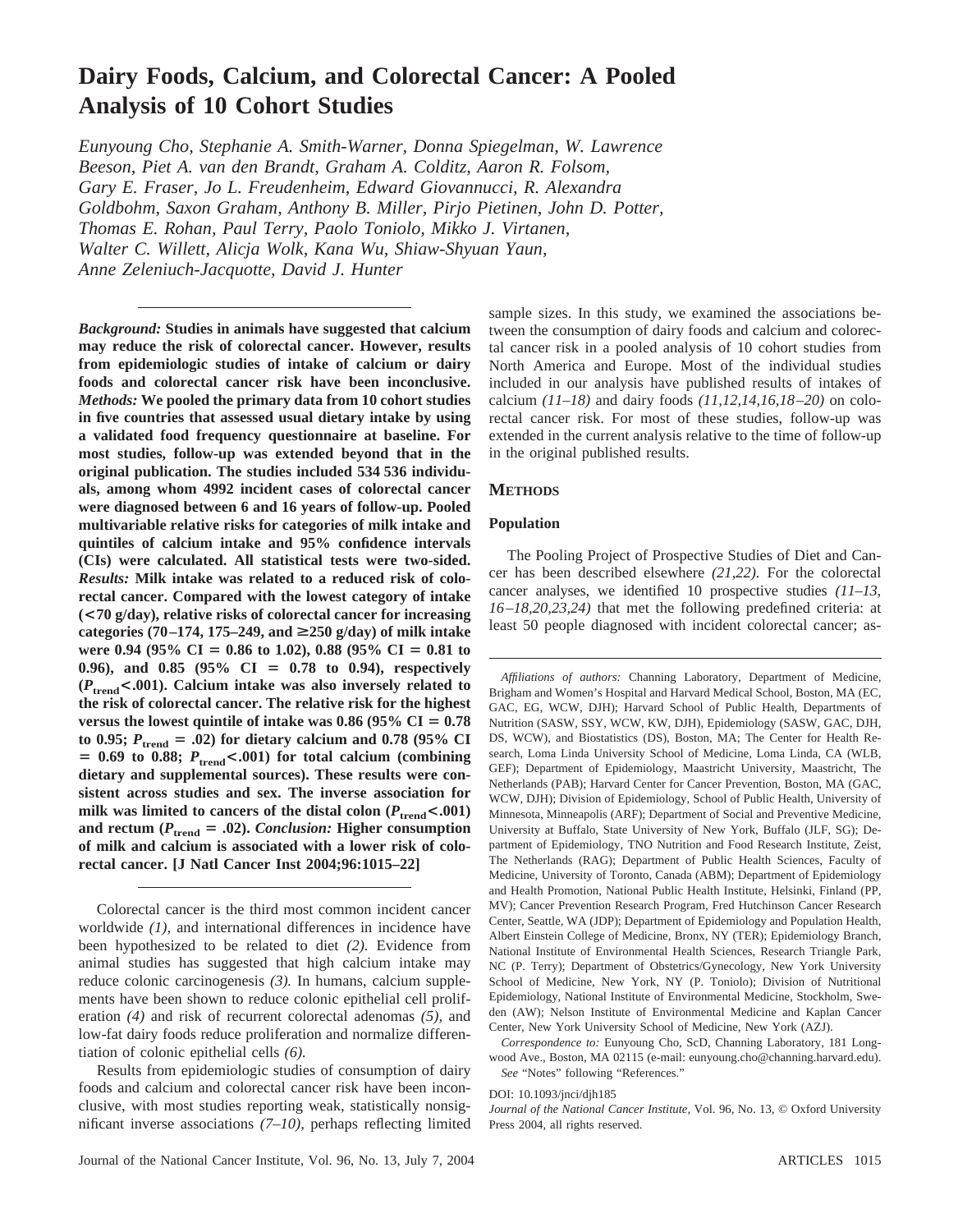# Dairy Foods, Calcium, and Colorectal Cancer: A Pooled Analysis of 10 Cohort Studies

*Eunyoung Cho, Stephanie A. Smith-Warner, Donna Spiegelman, W. Lawrence Beeson, Piet A. van den Brandt, Graham A. Colditz, Aaron R. Folsom, Gary E. Fraser, Jo L. Freudenheim, Edward Giovannucci, R. Alexandra Goldbohm, Saxon Graham, Anthony B. Miller, Pirjo Pietinen, John D. Potter, Thomas E. Rohan, Paul Terry, Paolo Toniolo, Mikko J. Virtanen, Walter C. Willett, Alicja Wolk, Kana Wu, Shiaw-Shyuan Yaun, Anne Zeleniuch-Jacquotte, David J. Hunter*

***Background:*** **Studies in animals have suggested that calcium may reduce the risk of colorectal cancer. However, results from epidemiologic studies of intake of calcium or dairy foods and colorectal cancer risk have been inconclusive.** ***Methods:*** **We pooled the primary data from 10 cohort studies in five countries that assessed usual dietary intake by using a validated food frequency questionnaire at baseline. For most studies, follow-up was extended beyond that in the original publication. The studies included 534 536 individuals, among whom 4992 incident cases of colorectal cancer were diagnosed between 6 and 16 years of follow-up. Pooled multivariable relative risks for categories of milk intake and quintiles of calcium intake and 95% confidence intervals (CIs) were calculated. All statistical tests were two-sided.** ***Results:*** **Milk intake was related to a reduced risk of colorectal cancer. Compared with the lowest category of intake (<70 g/day), relative risks of colorectal cancer for increasing categories (70–174, 175–249, and ≥250 g/day) of milk intake were 0.94 (95% CI = 0.86 to 1.02), 0.88 (95% CI = 0.81 to 0.96), and 0.85 (95% CI = 0.78 to 0.94), respectively ($P_{trend}$<.001). Calcium intake was also inversely related to the risk of colorectal cancer. The relative risk for the highest versus the lowest quintile of intake was 0.86 (95% CI = 0.78 to 0.95; $P_{trend}$ = .02) for dietary calcium and 0.78 (95% CI = 0.69 to 0.88; $P_{trend}$<.001) for total calcium (combining dietary and supplemental sources). These results were consistent across studies and sex. The inverse association for milk was limited to cancers of the distal colon ($P_{trend}$<.001) and rectum ($P_{trend}$ = .02).** ***Conclusion:*** **Higher consumption of milk and calcium is associated with a lower risk of colorectal cancer. [J Natl Cancer Inst 2004;96:1015–22]**

Colorectal cancer is the third most common incident cancer worldwide *(1)*, and international differences in incidence have been hypothesized to be related to diet *(2)*. Evidence from animal studies has suggested that high calcium intake may reduce colonic carcinogenesis *(3)*. In humans, calcium supplements have been shown to reduce colonic epithelial cell proliferation *(4)* and risk of recurrent colorectal adenomas *(5)*, and low-fat dairy foods reduce proliferation and normalize differentiation of colonic epithelial cells *(6)*.

Results from epidemiologic studies of consumption of dairy foods and calcium and colorectal cancer risk have been inconclusive, with most studies reporting weak, statistically nonsignificant inverse associations *(7–10)*, perhaps reflecting limited sample sizes. In this study, we examined the associations between the consumption of dairy foods and calcium and colorectal cancer risk in a pooled analysis of 10 cohort studies from North America and Europe. Most of the individual studies included in our analysis have published results of intakes of calcium *(11–18)* and dairy foods *(11,12,14,16,18–20)* on colorectal cancer risk. For most of these studies, follow-up was extended in the current analysis relative to the time of follow-up in the original published results.

## Methods

### Population

The Pooling Project of Prospective Studies of Diet and Cancer has been described elsewhere *(21,22)*. For the colorectal cancer analyses, we identified 10 prospective studies *(11–13, 16–18,20,23,24)* that met the following predefined criteria: at least 50 people diagnosed with incident colorectal cancer; as-

*Affiliations of authors:* Channing Laboratory, Department of Medicine, Brigham and Women's Hospital and Harvard Medical School, Boston, MA (EC, GAC, EG, WCW, DJH); Harvard School of Public Health, Departments of Nutrition (SASW, SSY, WCW, KW, DJH), Epidemiology (SASW, GAC, DJH, DS, WCW), and Biostatistics (DS), Boston, MA; The Center for Health Research, Loma Linda University School of Medicine, Loma Linda, CA (WLB, GEF); Department of Epidemiology, Maastricht University, Maastricht, The Netherlands (PAB); Harvard Center for Cancer Prevention, Boston, MA (GAC, WCW, DJH); Division of Epidemiology, School of Public Health, University of Minnesota, Minneapolis (ARF); Department of Social and Preventive Medicine, University at Buffalo, State University of New York, Buffalo (JLF, SG); Department of Epidemiology, TNO Nutrition and Food Research Institute, Zeist, The Netherlands (RAG); Department of Public Health Sciences, Faculty of Medicine, University of Toronto, Canada (ABM); Department of Epidemiology and Health Promotion, National Public Health Institute, Helsinki, Finland (PP, MV); Cancer Prevention Research Program, Fred Hutchinson Cancer Research Center, Seattle, WA (JDP); Department of Epidemiology and Population Health, Albert Einstein College of Medicine, Bronx, NY (TER); Epidemiology Branch, National Institute of Environmental Health Sciences, Research Triangle Park, NC (P. Terry); Department of Obstetrics/Gynecology, New York University School of Medicine, New York, NY (P. Toniolo); Division of Nutritional Epidemiology, National Institute of Environmental Medicine, Stockholm, Sweden (AW); Nelson Institute of Environmental Medicine and Kaplan Cancer Center, New York University School of Medicine, New York (AZJ).

*Correspondence to:* Eunyoung Cho, ScD, Channing Laboratory, 181 Longwood Ave., Boston, MA 02115 (e-mail: eunyoung.cho@channing.harvard.edu).

*See* "Notes" following "References."

DOI: 10.1093/jnci/djh185

*Journal of the National Cancer Institute,* Vol. 96, No. 13, © Oxford University Press 2004, all rights reserved.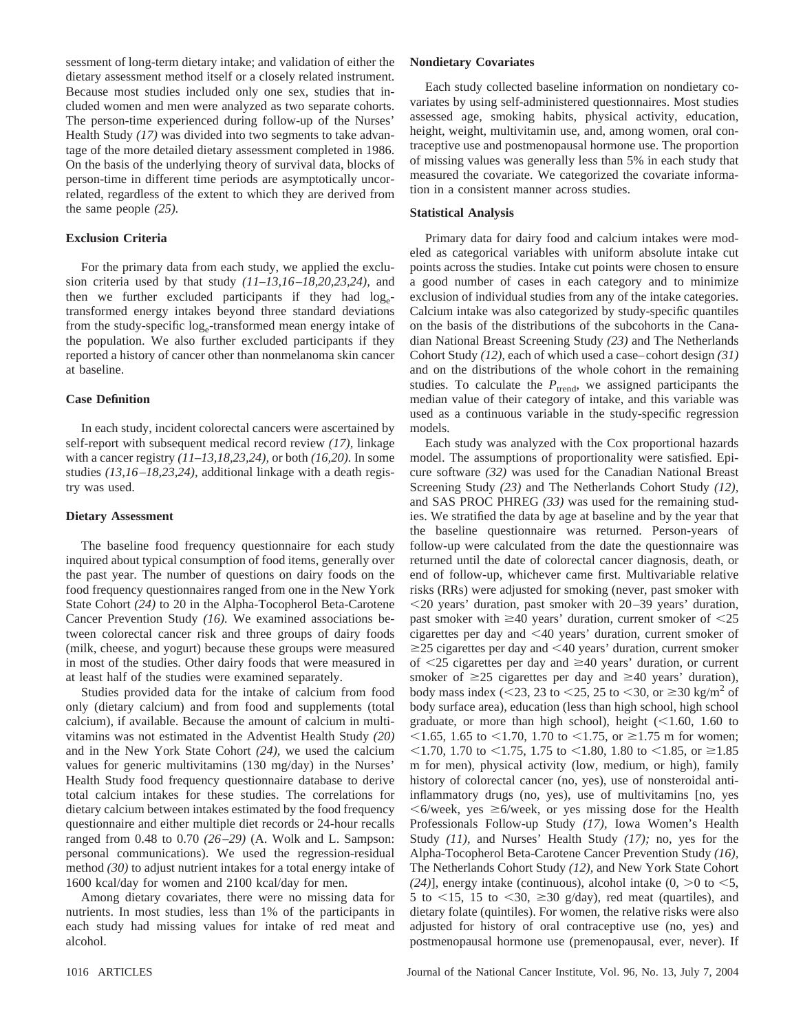sessment of long-term dietary intake; and validation of either the dietary assessment method itself or a closely related instrument. Because most studies included only one sex, studies that included women and men were analyzed as two separate cohorts. The person-time experienced during follow-up of the Nurses' Health Study *(17)* was divided into two segments to take advantage of the more detailed dietary assessment completed in 1986. On the basis of the underlying theory of survival data, blocks of person-time in different time periods are asymptotically uncorrelated, regardless of the extent to which they are derived from the same people *(25)*.

### Exclusion Criteria

For the primary data from each study, we applied the exclusion criteria used by that study *(11–13,16–18,20,23,24)*, and then we further excluded participants if they had $\log_e$-transformed energy intakes beyond three standard deviations from the study-specific $\log_e$-transformed mean energy intake of the population. We also further excluded participants if they reported a history of cancer other than nonmelanoma skin cancer at baseline.

### Case Definition

In each study, incident colorectal cancers were ascertained by self-report with subsequent medical record review *(17)*, linkage with a cancer registry *(11–13,18,23,24)*, or both *(16,20)*. In some studies *(13,16–18,23,24)*, additional linkage with a death registry was used.

### Dietary Assessment

The baseline food frequency questionnaire for each study inquired about typical consumption of food items, generally over the past year. The number of questions on dairy foods on the food frequency questionnaires ranged from one in the New York State Cohort *(24)* to 20 in the Alpha-Tocopherol Beta-Carotene Cancer Prevention Study *(16)*. We examined associations between colorectal cancer risk and three groups of dairy foods (milk, cheese, and yogurt) because these groups were measured in most of the studies. Other dairy foods that were measured in at least half of the studies were examined separately.

Studies provided data for the intake of calcium from food only (dietary calcium) and from food and supplements (total calcium), if available. Because the amount of calcium in multivitamins was not estimated in the Adventist Health Study *(20)* and in the New York State Cohort *(24)*, we used the calcium values for generic multivitamins (130 mg/day) in the Nurses' Health Study food frequency questionnaire database to derive total calcium intakes for these studies. The correlations for dietary calcium between intakes estimated by the food frequency questionnaire and either multiple diet records or 24-hour recalls ranged from 0.48 to 0.70 *(26–29)* (A. Wolk and L. Sampson: personal communications). We used the regression-residual method *(30)* to adjust nutrient intakes for a total energy intake of 1600 kcal/day for women and 2100 kcal/day for men.

Among dietary covariates, there were no missing data for nutrients. In most studies, less than 1% of the participants in each study had missing values for intake of red meat and alcohol.

### Nondietary Covariates

Each study collected baseline information on nondietary covariates by using self-administered questionnaires. Most studies assessed age, smoking habits, physical activity, education, height, weight, multivitamin use, and, among women, oral contraceptive use and postmenopausal hormone use. The proportion of missing values was generally less than 5% in each study that measured the covariate. We categorized the covariate information in a consistent manner across studies.

### Statistical Analysis

Primary data for dairy food and calcium intakes were modeled as categorical variables with uniform absolute intake cut points across the studies. Intake cut points were chosen to ensure a good number of cases in each category and to minimize exclusion of individual studies from any of the intake categories. Calcium intake was also categorized by study-specific quantiles on the basis of the distributions of the subcohorts in the Canadian National Breast Screening Study *(23)* and The Netherlands Cohort Study *(12)*, each of which used a case–cohort design *(31)* and on the distributions of the whole cohort in the remaining studies. To calculate the $P_{\text{trend}}$, we assigned participants the median value of their category of intake, and this variable was used as a continuous variable in the study-specific regression models.

Each study was analyzed with the Cox proportional hazards model. The assumptions of proportionality were satisfied. Epicure software *(32)* was used for the Canadian National Breast Screening Study *(23)* and The Netherlands Cohort Study *(12)*, and SAS PROC PHREG *(33)* was used for the remaining studies. We stratified the data by age at baseline and by the year that the baseline questionnaire was returned. Person-years of follow-up were calculated from the date the questionnaire was returned until the date of colorectal cancer diagnosis, death, or end of follow-up, whichever came first. Multivariable relative risks (RRs) were adjusted for smoking (never, past smoker with <20 years' duration, past smoker with 20–39 years' duration, past smoker with ≥40 years' duration, current smoker of <25 cigarettes per day and <40 years' duration, current smoker of ≥25 cigarettes per day and <40 years' duration, current smoker of <25 cigarettes per day and ≥40 years' duration, or current smoker of ≥25 cigarettes per day and ≥40 years' duration), body mass index (<23, 23 to <25, 25 to <30, or ≥30 kg/m$^2$ of body surface area), education (less than high school, high school graduate, or more than high school), height (<1.60, 1.60 to <1.65, 1.65 to <1.70, 1.70 to <1.75, or ≥1.75 m for women; <1.70, 1.70 to <1.75, 1.75 to <1.80, 1.80 to <1.85, or ≥1.85 m for men), physical activity (low, medium, or high), family history of colorectal cancer (no, yes), use of nonsteroidal anti-inflammatory drugs (no, yes), use of multivitamins [no, yes <6/week, yes ≥6/week, or yes missing dose for the Health Professionals Follow-up Study *(17)*, Iowa Women's Health Study *(11)*, and Nurses' Health Study *(17)*; no, yes for the Alpha-Tocopherol Beta-Carotene Cancer Prevention Study *(16)*, The Netherlands Cohort Study *(12)*, and New York State Cohort *(24)*], energy intake (continuous), alcohol intake (0, >0 to <5, 5 to <15, 15 to <30, ≥30 g/day), red meat (quartiles), and dietary folate (quintiles). For women, the relative risks were also adjusted for history of oral contraceptive use (no, yes) and postmenopausal hormone use (premenopausal, ever, never). If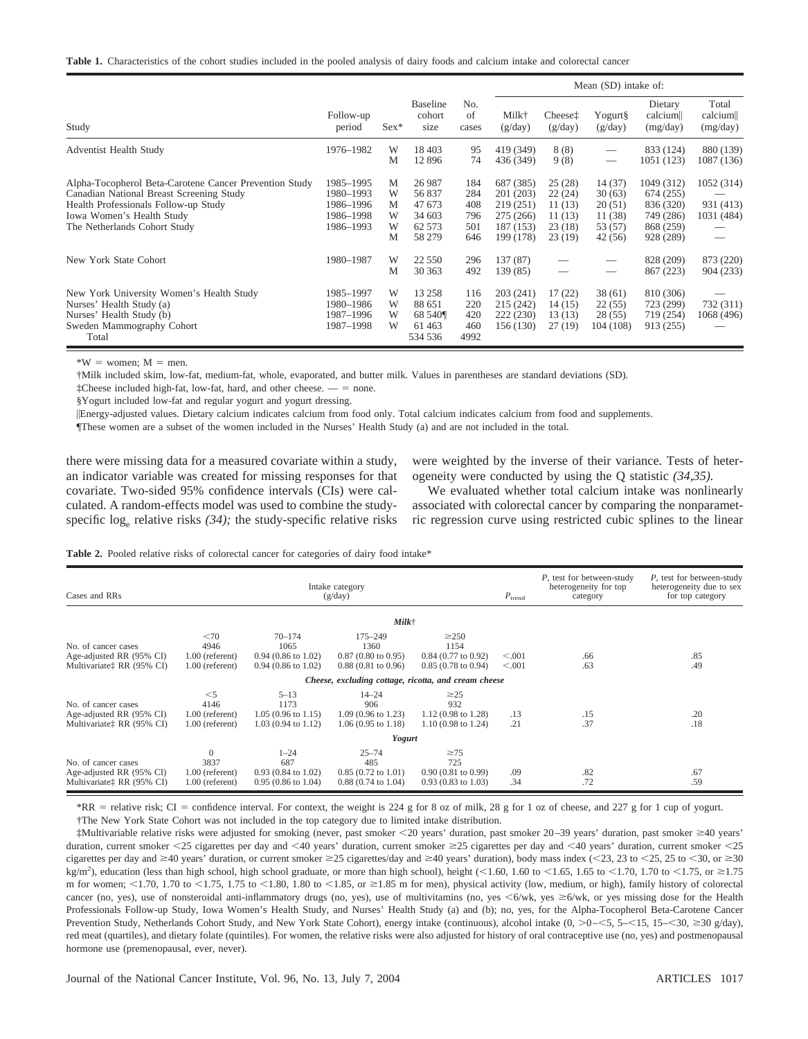**Table 1.** Characteristics of the cohort studies included in the pooled analysis of dairy foods and calcium intake and colorectal cancer

| Study | Follow-up period | Sex* | Baseline cohort size | No. of cases | Mean (SD) intake of: Milk† (g/day) | Cheese‡ (g/day) | Yogurt§ (g/day) | Dietary calcium‖ (mg/day) | Total calcium‖ (mg/day) |
|---|---|---|---|---|---|---|---|---|---|
| Adventist Health Study | 1976–1982 | W | 18 403 | 95 | 419 (349) | 8 (8) | — | 833 (124) | 880 (139) |
| | | M | 12 896 | 74 | 436 (349) | 9 (8) | — | 1051 (123) | 1087 (136) |
| Alpha-Tocopherol Beta-Carotene Cancer Prevention Study | 1985–1995 | M | 26 987 | 184 | 687 (385) | 25 (28) | 14 (37) | 1049 (312) | 1052 (314) |
| Canadian National Breast Screening Study | 1980–1993 | W | 56 837 | 284 | 201 (203) | 22 (24) | 30 (63) | 674 (255) | — |
| Health Professionals Follow-up Study | 1986–1996 | M | 47 673 | 408 | 219 (251) | 11 (13) | 20 (51) | 836 (320) | 931 (413) |
| Iowa Women's Health Study | 1986–1998 | W | 34 603 | 796 | 275 (266) | 11 (13) | 11 (38) | 749 (286) | 1031 (484) |
| The Netherlands Cohort Study | 1986–1993 | W | 62 573 | 501 | 187 (153) | 23 (18) | 53 (57) | 868 (259) | — |
| | | M | 58 279 | 646 | 199 (178) | 23 (19) | 42 (56) | 928 (289) | — |
| New York State Cohort | 1980–1987 | W | 22 550 | 296 | 137 (87) | — | — | 828 (209) | 873 (220) |
| | | M | 30 363 | 492 | 139 (85) | — | — | 867 (223) | 904 (233) |
| New York University Women's Health Study | 1985–1997 | W | 13 258 | 116 | 203 (241) | 17 (22) | 38 (61) | 810 (306) | — |
| Nurses' Health Study (a) | 1980–1986 | W | 88 651 | 220 | 215 (242) | 14 (15) | 22 (55) | 723 (299) | 732 (311) |
| Nurses' Health Study (b) | 1987–1996 | W | 68 540¶ | 420 | 222 (230) | 13 (13) | 28 (55) | 719 (254) | 1068 (496) |
| Sweden Mammography Cohort | 1987–1998 | W | 61 463 | 460 | 156 (130) | 27 (19) | 104 (108) | 913 (255) | — |
| Total | | | 534 536 | 4992 | | | | | |

*W = women; M = men.

†Milk included skim, low-fat, medium-fat, whole, evaporated, and butter milk. Values in parentheses are standard deviations (SD).

‡Cheese included high-fat, low-fat, hard, and other cheese. — = none.

§Yogurt included low-fat and regular yogurt and yogurt dressing.

‖Energy-adjusted values. Dietary calcium indicates calcium from food only. Total calcium indicates calcium from food and supplements.

¶These women are a subset of the women included in the Nurses' Health Study (a) and are not included in the total.

there were missing data for a measured covariate within a study, an indicator variable was created for missing responses for that covariate. Two-sided 95% confidence intervals (CIs) were calculated. A random-effects model was used to combine the study-specific $\log_e$ relative risks *(34);* the study-specific relative risks were weighted by the inverse of their variance. Tests of heterogeneity were conducted by using the Q statistic *(34,35).*

We evaluated whether total calcium intake was nonlinearly associated with colorectal cancer by comparing the nonparametric regression curve using restricted cubic splines to the linear

**Table 2.** Pooled relative risks of colorectal cancer for categories of dairy food intake*

| Cases and RRs | Intake category (g/day) | | | | $P_{\text{trend}}$ | P, test for between-study heterogeneity for top category | P, test for between-study heterogeneity due to sex for top category |
|---|---|---|---|---|---|---|---|
| | ***Milk†*** | | | | | | |
| | <70 | 70–174 | 175–249 | ≥250 | | | |
| No. of cancer cases | 4946 | 1065 | 1360 | 1154 | | | |
| Age-adjusted RR (95% CI) | 1.00 (referent) | 0.94 (0.86 to 1.02) | 0.87 (0.80 to 0.95) | 0.84 (0.77 to 0.92) | <.001 | .66 | .85 |
| Multivariate‡ RR (95% CI) | 1.00 (referent) | 0.94 (0.86 to 1.02) | 0.88 (0.81 to 0.96) | 0.85 (0.78 to 0.94) | <.001 | .63 | .49 |
| | ***Cheese, excluding cottage, ricotta, and cream cheese*** | | | | | | |
| | <5 | 5–13 | 14–24 | ≥25 | | | |
| No. of cancer cases | 4146 | 1173 | 906 | 932 | | | |
| Age-adjusted RR (95% CI) | 1.00 (referent) | 1.05 (0.96 to 1.15) | 1.09 (0.96 to 1.23) | 1.12 (0.98 to 1.28) | .13 | .15 | .20 |
| Multivariate‡ RR (95% CI) | 1.00 (referent) | 1.03 (0.94 to 1.12) | 1.06 (0.95 to 1.18) | 1.10 (0.98 to 1.24) | .21 | .37 | .18 |
| | ***Yogurt*** | | | | | | |
| | 0 | 1–24 | 25–74 | ≥75 | | | |
| No. of cancer cases | 3837 | 687 | 485 | 725 | | | |
| Age-adjusted RR (95% CI) | 1.00 (referent) | 0.93 (0.84 to 1.02) | 0.85 (0.72 to 1.01) | 0.90 (0.81 to 0.99) | .09 | .82 | .67 |
| Multivariate‡ RR (95% CI) | 1.00 (referent) | 0.95 (0.86 to 1.04) | 0.88 (0.74 to 1.04) | 0.93 (0.83 to 1.03) | .34 | .72 | .59 |

*RR = relative risk; CI = confidence interval. For context, the weight is 224 g for 8 oz of milk, 28 g for 1 oz of cheese, and 227 g for 1 cup of yogurt.

†The New York State Cohort was not included in the top category due to limited intake distribution.

‡Multivariable relative risks were adjusted for smoking (never, past smoker <20 years' duration, past smoker 20–39 years' duration, past smoker ≥40 years' duration, current smoker <25 cigarettes per day and <40 years' duration, current smoker ≥25 cigarettes per day and <40 years' duration, current smoker <25 cigarettes per day and ≥40 years' duration, or current smoker ≥25 cigarettes/day and ≥40 years' duration), body mass index (<23, 23 to <25, 25 to <30, or ≥30 kg/m$^2$), education (less than high school, high school graduate, or more than high school), height (<1.60, 1.60 to <1.65, 1.65 to <1.70, 1.70 to <1.75, or ≥1.75 m for women; <1.70, 1.70 to <1.75, 1.75 to <1.80, 1.80 to <1.85, or ≥1.85 m for men), physical activity (low, medium, or high), family history of colorectal cancer (no, yes), use of nonsteroidal anti-inflammatory drugs (no, yes), use of multivitamins (no, yes <6/wk, yes ≥6/wk, or yes missing dose for the Health Professionals Follow-up Study, Iowa Women's Health Study, and Nurses' Health Study (a) and (b); no, yes, for the Alpha-Tocopherol Beta-Carotene Cancer Prevention Study, Netherlands Cohort Study, and New York State Cohort), energy intake (continuous), alcohol intake (0, >0–<5, 5–<15, 15–<30, ≥30 g/day), red meat (quartiles), and dietary folate (quintiles). For women, the relative risks were also adjusted for history of oral contraceptive use (no, yes) and postmenopausal hormone use (premenopausal, ever, never).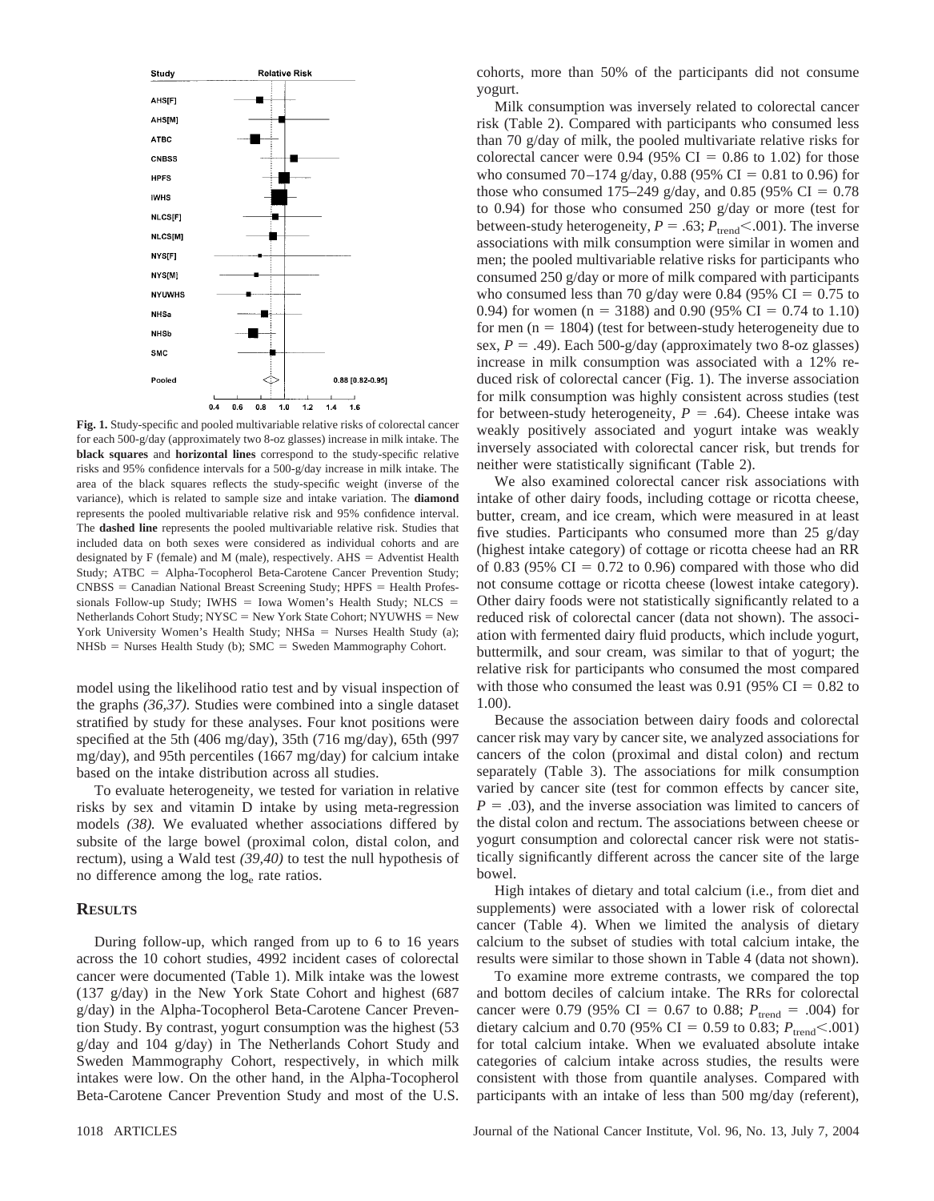Fig. 1. Study-specific and pooled multivariable relative risks of colorectal cancer for each 500-g/day (approximately two 8-oz glasses) increase in milk intake. The **black squares** and **horizontal lines** correspond to the study-specific relative risks and 95% confidence intervals for a 500-g/day increase in milk intake. The area of the black squares reflects the study-specific weight (inverse of the variance), which is related to sample size and intake variation. The **diamond** represents the pooled multivariable relative risk and 95% confidence interval. The **dashed line** represents the pooled multivariable relative risk. Studies that included data on both sexes were considered as individual cohorts and are designated by F (female) and M (male), respectively. AHS = Adventist Health Study; ATBC = Alpha-Tocopherol Beta-Carotene Cancer Prevention Study; CNBSS = Canadian National Breast Screening Study; HPFS = Health Professionals Follow-up Study; IWHS = Iowa Women's Health Study; NLCS = Netherlands Cohort Study; NYSC = New York State Cohort; NYUWHS = New York University Women's Health Study; NHSa = Nurses Health Study (a); NHSb = Nurses Health Study (b); SMC = Sweden Mammography Cohort.

model using the likelihood ratio test and by visual inspection of the graphs *(36,37)*. Studies were combined into a single dataset stratified by study for these analyses. Four knot positions were specified at the 5th (406 mg/day), 35th (716 mg/day), 65th (997 mg/day), and 95th percentiles (1667 mg/day) for calcium intake based on the intake distribution across all studies.

To evaluate heterogeneity, we tested for variation in relative risks by sex and vitamin D intake by using meta-regression models *(38)*. We evaluated whether associations differed by subsite of the large bowel (proximal colon, distal colon, and rectum), using a Wald test *(39,40)* to test the null hypothesis of no difference among the $\log_e$ rate ratios.

## RESULTS

During follow-up, which ranged from up to 6 to 16 years across the 10 cohort studies, 4992 incident cases of colorectal cancer were documented (Table 1). Milk intake was the lowest (137 g/day) in the New York State Cohort and highest (687 g/day) in the Alpha-Tocopherol Beta-Carotene Cancer Prevention Study. By contrast, yogurt consumption was the highest (53 g/day and 104 g/day) in The Netherlands Cohort Study and Sweden Mammography Cohort, respectively, in which milk intakes were low. On the other hand, in the Alpha-Tocopherol Beta-Carotene Cancer Prevention Study and most of the U.S. cohorts, more than 50% of the participants did not consume yogurt.

Milk consumption was inversely related to colorectal cancer risk (Table 2). Compared with participants who consumed less than 70 g/day of milk, the pooled multivariate relative risks for colorectal cancer were 0.94 (95% CI = 0.86 to 1.02) for those who consumed 70–174 g/day, 0.88 (95% CI = 0.81 to 0.96) for those who consumed 175–249 g/day, and 0.85 (95% CI = 0.78 to 0.94) for those who consumed 250 g/day or more (test for between-study heterogeneity, $P = .63$; $P_{\text{trend}} < .001$). The inverse associations with milk consumption were similar in women and men; the pooled multivariable relative risks for participants who consumed 250 g/day or more of milk compared with participants who consumed less than 70 g/day were 0.84 (95% CI = 0.75 to 0.94) for women (n = 3188) and 0.90 (95% CI = 0.74 to 1.10) for men (n = 1804) (test for between-study heterogeneity due to sex, $P = .49$). Each 500-g/day (approximately two 8-oz glasses) increase in milk consumption was associated with a 12% reduced risk of colorectal cancer (Fig. 1). The inverse association for milk consumption was highly consistent across studies (test for between-study heterogeneity, $P = .64$). Cheese intake was weakly positively associated and yogurt intake was weakly inversely associated with colorectal cancer risk, but trends for neither were statistically significant (Table 2).

We also examined colorectal cancer risk associations with intake of other dairy foods, including cottage or ricotta cheese, butter, cream, and ice cream, which were measured in at least five studies. Participants who consumed more than 25 g/day (highest intake category) of cottage or ricotta cheese had an RR of 0.83 (95% CI = 0.72 to 0.96) compared with those who did not consume cottage or ricotta cheese (lowest intake category). Other dairy foods were not statistically significantly related to a reduced risk of colorectal cancer (data not shown). The association with fermented dairy fluid products, which include yogurt, buttermilk, and sour cream, was similar to that of yogurt; the relative risk for participants who consumed the most compared with those who consumed the least was 0.91 (95% CI = 0.82 to 1.00).

Because the association between dairy foods and colorectal cancer risk may vary by cancer site, we analyzed associations for cancers of the colon (proximal and distal colon) and rectum separately (Table 3). The associations for milk consumption varied by cancer site (test for common effects by cancer site, $P = .03$), and the inverse association was limited to cancers of the distal colon and rectum. The associations between cheese or yogurt consumption and colorectal cancer risk were not statistically significantly different across the cancer site of the large bowel.

High intakes of dietary and total calcium (i.e., from diet and supplements) were associated with a lower risk of colorectal cancer (Table 4). When we limited the analysis of dietary calcium to the subset of studies with total calcium intake, the results were similar to those shown in Table 4 (data not shown).

To examine more extreme contrasts, we compared the top and bottom deciles of calcium intake. The RRs for colorectal cancer were 0.79 (95% CI = 0.67 to 0.88; $P_{\text{trend}} = .004$) for dietary calcium and 0.70 (95% CI = 0.59 to 0.83; $P_{\text{trend}} < .001$) for total calcium intake. When we evaluated absolute intake categories of calcium intake across studies, the results were consistent with those from quantile analyses. Compared with participants with an intake of less than 500 mg/day (referent),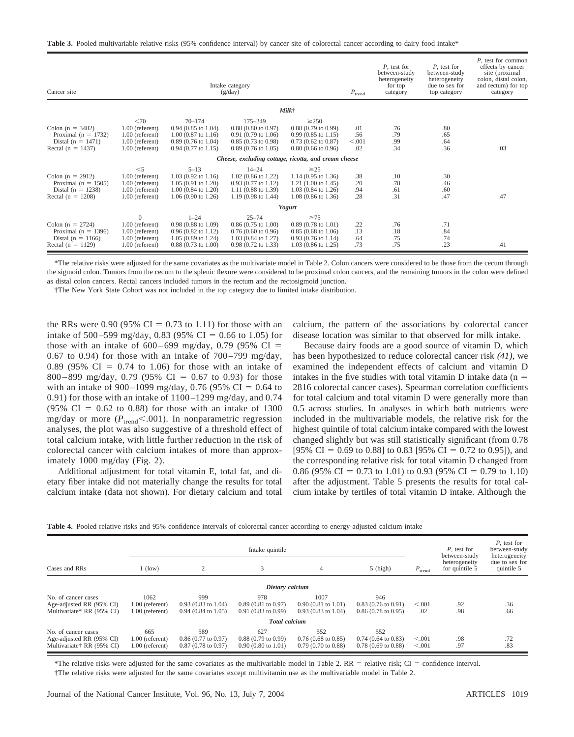**Table 3.** Pooled multivariable relative risks (95% confidence interval) by cancer site of colorectal cancer according to dairy food intake*

| Cancer site | Intake category (g/day) | | | | $P_{trend}$ | P, test for between-study heterogeneity for top category | P, test for between-study heterogeneity due to sex for top category | P, test for common effects by cancer site (proximal colon, distal colon, and rectum) for top category |
|---|---|---|---|---|---|---|---|---|
| | | | | ***Milk*†** | | | | |
| | <70 | 70–174 | 175–249 | ≥250 | | | | |
| Colon (n = 3482) | 1.00 (referent) | 0.94 (0.85 to 1.04) | 0.88 (0.80 to 0.97) | 0.88 (0.79 to 0.99) | .01 | .76 | .80 | |
| Proximal (n = 1732) | 1.00 (referent) | 1.00 (0.87 to 1.16) | 0.91 (0.79 to 1.06) | 0.99 (0.85 to 1.15) | .56 | .79 | .65 | |
| Distal (n = 1471) | 1.00 (referent) | 0.89 (0.76 to 1.04) | 0.85 (0.73 to 0.98) | 0.73 (0.62 to 0.87) | <.001 | .99 | .64 | |
| Rectal (n = 1437) | 1.00 (referent) | 0.94 (0.77 to 1.15) | 0.89 (0.76 to 1.05) | 0.80 (0.66 to 0.96) | .02 | .34 | .36 | .03 |
| | | | ***Cheese, excluding cottage, ricotta, and cream cheese*** | | | | | |
| | <5 | 5–13 | 14–24 | ≥25 | | | | |
| Colon (n = 2912) | 1.00 (referent) | 1.03 (0.92 to 1.16) | 1.02 (0.86 to 1.22) | 1.14 (0.95 to 1.36) | .38 | .10 | .30 | |
| Proximal (n = 1505) | 1.00 (referent) | 1.05 (0.91 to 1.20) | 0.93 (0.77 to 1.12) | 1.21 (1.00 to 1.45) | .20 | .78 | .46 | |
| Distal (n = 1238) | 1.00 (referent) | 1.00 (0.84 to 1.20) | 1.11 (0.88 to 1.39) | 1.03 (0.84 to 1.26) | .94 | .61 | .60 | |
| Rectal (n = 1208) | 1.00 (referent) | 1.06 (0.90 to 1.26) | 1.19 (0.98 to 1.44) | 1.08 (0.86 to 1.36) | .28 | .31 | .47 | .47 |
| | | | | ***Yogurt*** | | | | |
| | 0 | 1–24 | 25–74 | ≥75 | | | | |
| Colon (n = 2724) | 1.00 (referent) | 0.98 (0.88 to 1.09) | 0.86 (0.75 to 1.00) | 0.89 (0.78 to 1.01) | .22 | .76 | .71 | |
| Proximal (n = 1396) | 1.00 (referent) | 0.96 (0.82 to 1.12) | 0.76 (0.60 to 0.96) | 0.85 (0.68 to 1.06) | .13 | .18 | .84 | |
| Distal (n = 1166) | 1.00 (referent) | 1.05 (0.89 to 1.24) | 1.03 (0.84 to 1.27) | 0.93 (0.76 to 1.14) | .64 | .75 | .74 | |
| Rectal (n = 1129) | 1.00 (referent) | 0.88 (0.73 to 1.00) | 0.98 (0.72 to 1.33) | 1.03 (0.86 to 1.25) | .73 | .75 | .23 | .41 |

*The relative risks were adjusted for the same covariates as the multivariate model in Table 2. Colon cancers were considered to be those from the cecum through the sigmoid colon. Tumors from the cecum to the splenic flexure were considered to be proximal colon cancers, and the remaining tumors in the colon were defined as distal colon cancers. Rectal cancers included tumors in the rectum and the rectosigmoid junction.

†The New York State Cohort was not included in the top category due to limited intake distribution.

the RRs were 0.90 (95% CI = 0.73 to 1.11) for those with an intake of 500–599 mg/day, 0.83 (95% CI = 0.66 to 1.05) for those with an intake of 600–699 mg/day, 0.79 (95% CI = 0.67 to 0.94) for those with an intake of 700–799 mg/day, 0.89 (95% CI = 0.74 to 1.06) for those with an intake of 800–899 mg/day, 0.79 (95% CI = 0.67 to 0.93) for those with an intake of 900–1099 mg/day, 0.76 (95% CI = 0.64 to 0.91) for those with an intake of 1100–1299 mg/day, and 0.74 (95% CI = 0.62 to 0.88) for those with an intake of 1300 mg/day or more ($P_{trend}$<.001). In nonparametric regression analyses, the plot was also suggestive of a threshold effect of total calcium intake, with little further reduction in the risk of colorectal cancer with calcium intakes of more than approximately 1000 mg/day (Fig. 2).

Additional adjustment for total vitamin E, total fat, and dietary fiber intake did not materially change the results for total calcium intake (data not shown). For dietary calcium and total calcium, the pattern of the associations by colorectal cancer disease location was similar to that observed for milk intake.

Because dairy foods are a good source of vitamin D, which has been hypothesized to reduce colorectal cancer risk *(41)*, we examined the independent effects of calcium and vitamin D intakes in the five studies with total vitamin D intake data (n = 2816 colorectal cancer cases). Spearman correlation coefficients for total calcium and total vitamin D were generally more than 0.5 across studies. In analyses in which both nutrients were included in the multivariable models, the relative risk for the highest quintile of total calcium intake compared with the lowest changed slightly but was still statistically significant (from 0.78 [95% CI = 0.69 to 0.88] to 0.83 [95% CI = 0.72 to 0.95]), and the corresponding relative risk for total vitamin D changed from 0.86 (95% CI = 0.73 to 1.01) to 0.93 (95% CI = 0.79 to 1.10) after the adjustment. Table 5 presents the results for total calcium intake by tertiles of total vitamin D intake. Although the

**Table 4.** Pooled relative risks and 95% confidence intervals of colorectal cancer according to energy-adjusted calcium intake

| Cases and RRs | Intake quintile | | | | | $P_{trend}$ | P, test for between-study heterogeneity for quintile 5 | P, test for between-study heterogeneity due to sex for quintile 5 |
|---|---|---|---|---|---|---|---|---|
| | 1 (low) | 2 | 3 | 4 | 5 (high) | | | |
| | | | ***Dietary calcium*** | | | | | |
| No. of cancer cases | 1062 | 999 | 978 | 1007 | 946 | | | |
| Age-adjusted RR (95% CI) | 1.00 (referent) | 0.93 (0.83 to 1.04) | 0.89 (0.81 to 0.97) | 0.90 (0.81 to 1.01) | 0.83 (0.76 to 0.91) | <.001 | .92 | .36 |
| Multivariate* RR (95% CI) | 1.00 (referent) | 0.94 (0.84 to 1.05) | 0.91 (0.83 to 0.99) | 0.93 (0.83 to 1.04) | 0.86 (0.78 to 0.95) | .02 | .98 | .66 |
| | | | ***Total calcium*** | | | | | |
| No. of cancer cases | 665 | 589 | 627 | 552 | 552 | | | |
| Age-adjusted RR (95% CI) | 1.00 (referent) | 0.86 (0.77 to 0.97) | 0.88 (0.79 to 0.99) | 0.76 (0.68 to 0.85) | 0.74 (0.64 to 0.83) | <.001 | .98 | .72 |
| Multivariate† RR (95% CI) | 1.00 (referent) | 0.87 (0.78 to 0.97) | 0.90 (0.80 to 1.01) | 0.79 (0.70 to 0.88) | 0.78 (0.69 to 0.88) | <.001 | .97 | .83 |

*The relative risks were adjusted for the same covariates as the multivariable model in Table 2. RR = relative risk; CI = confidence interval.

†The relative risks were adjusted for the same covariates except multivitamin use as the multivariable model in Table 2.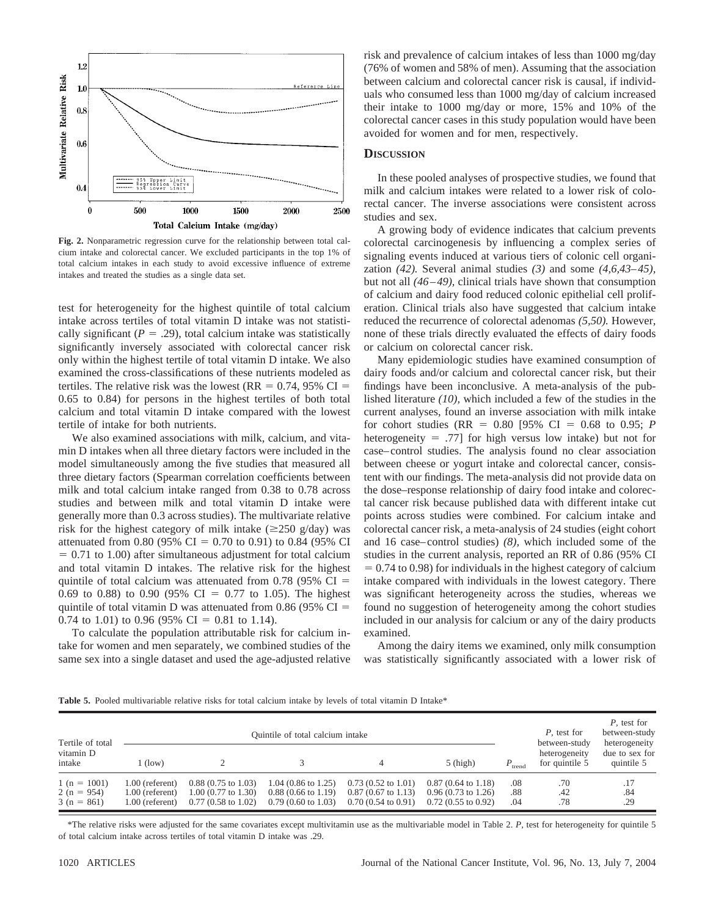**Fig. 2.** Nonparametric regression curve for the relationship between total calcium intake and colorectal cancer. We excluded participants in the top 1% of total calcium intakes in each study to avoid excessive influence of extreme intakes and treated the studies as a single data set.

test for heterogeneity for the highest quintile of total calcium intake across tertiles of total vitamin D intake was not statistically significant ($P = .29$), total calcium intake was statistically significantly inversely associated with colorectal cancer risk only within the highest tertile of total vitamin D intake. We also examined the cross-classifications of these nutrients modeled as tertiles. The relative risk was the lowest (RR = 0.74, 95% CI = 0.65 to 0.84) for persons in the highest tertiles of both total calcium and total vitamin D intake compared with the lowest tertile of intake for both nutrients.

We also examined associations with milk, calcium, and vitamin D intakes when all three dietary factors were included in the model simultaneously among the five studies that measured all three dietary factors (Spearman correlation coefficients between milk and total calcium intake ranged from 0.38 to 0.78 across studies and between milk and total vitamin D intake were generally more than 0.3 across studies). The multivariate relative risk for the highest category of milk intake (≥250 g/day) was attenuated from 0.80 (95% CI = 0.70 to 0.91) to 0.84 (95% CI = 0.71 to 1.00) after simultaneous adjustment for total calcium and total vitamin D intakes. The relative risk for the highest quintile of total calcium was attenuated from 0.78 (95% CI = 0.69 to 0.88) to 0.90 (95% CI = 0.77 to 1.05). The highest quintile of total vitamin D was attenuated from 0.86 (95% CI = 0.74 to 1.01) to 0.96 (95% CI = 0.81 to 1.14).

To calculate the population attributable risk for calcium intake for women and men separately, we combined studies of the same sex into a single dataset and used the age-adjusted relative risk and prevalence of calcium intakes of less than 1000 mg/day (76% of women and 58% of men). Assuming that the association between calcium and colorectal cancer risk is causal, if individuals who consumed less than 1000 mg/day of calcium increased their intake to 1000 mg/day or more, 15% and 10% of the colorectal cancer cases in this study population would have been avoided for women and for men, respectively.

## Discussion

In these pooled analyses of prospective studies, we found that milk and calcium intakes were related to a lower risk of colorectal cancer. The inverse associations were consistent across studies and sex.

A growing body of evidence indicates that calcium prevents colorectal carcinogenesis by influencing a complex series of signaling events induced at various tiers of colonic cell organization *(42).* Several animal studies *(3)* and some *(4,6,43–45),* but not all *(46–49),* clinical trials have shown that consumption of calcium and dairy food reduced colonic epithelial cell proliferation. Clinical trials also have suggested that calcium intake reduced the recurrence of colorectal adenomas *(5,50).* However, none of these trials directly evaluated the effects of dairy foods or calcium on colorectal cancer risk.

Many epidemiologic studies have examined consumption of dairy foods and/or calcium and colorectal cancer risk, but their findings have been inconclusive. A meta-analysis of the published literature *(10),* which included a few of the studies in the current analyses, found an inverse association with milk intake for cohort studies (RR = 0.80 [95% CI = 0.68 to 0.95; $P$ heterogeneity = .77] for high versus low intake) but not for case–control studies. The analysis found no clear association between cheese or yogurt intake and colorectal cancer, consistent with our findings. The meta-analysis did not provide data on the dose–response relationship of dairy food intake and colorectal cancer risk because published data with different intake cut points across studies were combined. For calcium intake and colorectal cancer risk, a meta-analysis of 24 studies (eight cohort and 16 case–control studies) *(8),* which included some of the studies in the current analysis, reported an RR of 0.86 (95% CI = 0.74 to 0.98) for individuals in the highest category of calcium intake compared with individuals in the lowest category. There was significant heterogeneity across the studies, whereas we found no suggestion of heterogeneity among the cohort studies included in our analysis for calcium or any of the dairy products examined.

Among the dairy items we examined, only milk consumption was statistically significantly associated with a lower risk of

**Table 5.** Pooled multivariable relative risks for total calcium intake by levels of total vitamin D Intake*

| Tertile of total vitamin D intake | Quintile of total calcium intake | | | | | $P_{trend}$ | $P$, test for between-study heterogeneity for quintile 5 | $P$, test for between-study heterogeneity due to sex for quintile 5 |
|---|---|---|---|---|---|---|---|---|
| | 1 (low) | 2 | 3 | 4 | 5 (high) | | | |
| 1 (n = 1001) | 1.00 (referent) | 0.88 (0.75 to 1.03) | 1.04 (0.86 to 1.25) | 0.73 (0.52 to 1.01) | 0.87 (0.64 to 1.18) | .08 | .70 | .17 |
| 2 (n = 954) | 1.00 (referent) | 1.00 (0.77 to 1.30) | 0.88 (0.66 to 1.19) | 0.87 (0.67 to 1.13) | 0.96 (0.73 to 1.26) | .88 | .42 | .84 |
| 3 (n = 861) | 1.00 (referent) | 0.77 (0.58 to 1.02) | 0.79 (0.60 to 1.03) | 0.70 (0.54 to 0.91) | 0.72 (0.55 to 0.92) | .04 | .78 | .29 |

*The relative risks were adjusted for the same covariates except multivitamin use as the multivariable model in Table 2. $P$, test for heterogeneity for quintile 5 of total calcium intake across tertiles of total vitamin D intake was .29.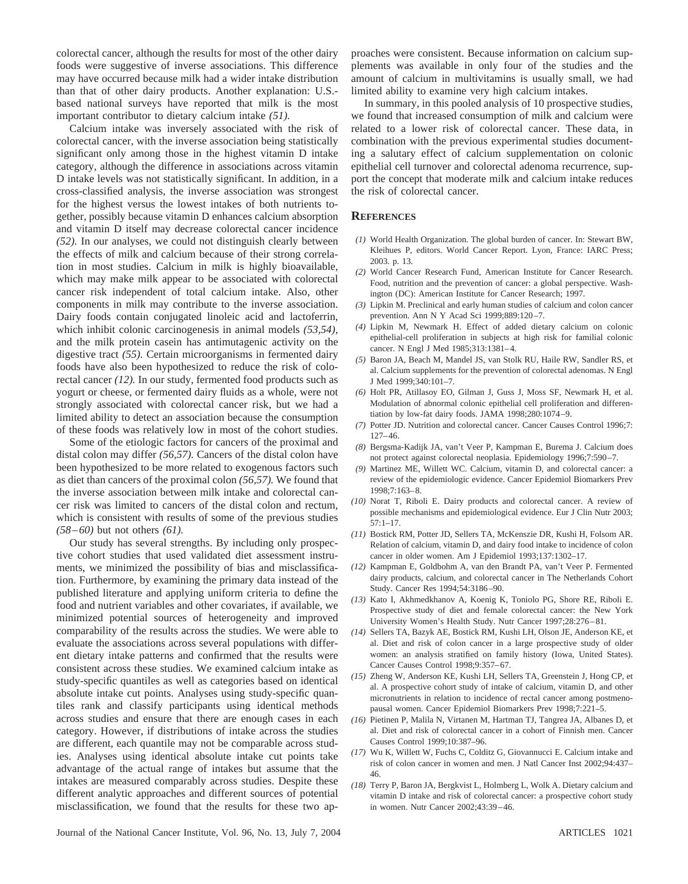colorectal cancer, although the results for most of the other dairy foods were suggestive of inverse associations. This difference may have occurred because milk had a wider intake distribution than that of other dairy products. Another explanation: U.S.-based national surveys have reported that milk is the most important contributor to dietary calcium intake *(51).*

Calcium intake was inversely associated with the risk of colorectal cancer, with the inverse association being statistically significant only among those in the highest vitamin D intake category, although the difference in associations across vitamin D intake levels was not statistically significant. In addition, in a cross-classified analysis, the inverse association was strongest for the highest versus the lowest intakes of both nutrients together, possibly because vitamin D enhances calcium absorption and vitamin D itself may decrease colorectal cancer incidence *(52).* In our analyses, we could not distinguish clearly between the effects of milk and calcium because of their strong correlation in most studies. Calcium in milk is highly bioavailable, which may make milk appear to be associated with colorectal cancer risk independent of total calcium intake. Also, other components in milk may contribute to the inverse association. Dairy foods contain conjugated linoleic acid and lactoferrin, which inhibit colonic carcinogenesis in animal models *(53,54),* and the milk protein casein has antimutagenic activity on the digestive tract *(55).* Certain microorganisms in fermented dairy foods have also been hypothesized to reduce the risk of colorectal cancer *(12).* In our study, fermented food products such as yogurt or cheese, or fermented dairy fluids as a whole, were not strongly associated with colorectal cancer risk, but we had a limited ability to detect an association because the consumption of these foods was relatively low in most of the cohort studies.

Some of the etiologic factors for cancers of the proximal and distal colon may differ *(56,57).* Cancers of the distal colon have been hypothesized to be more related to exogenous factors such as diet than cancers of the proximal colon *(56,57).* We found that the inverse association between milk intake and colorectal cancer risk was limited to cancers of the distal colon and rectum, which is consistent with results of some of the previous studies *(58–60)* but not others *(61).*

Our study has several strengths. By including only prospective cohort studies that used validated diet assessment instruments, we minimized the possibility of bias and misclassification. Furthermore, by examining the primary data instead of the published literature and applying uniform criteria to define the food and nutrient variables and other covariates, if available, we minimized potential sources of heterogeneity and improved comparability of the results across the studies. We were able to evaluate the associations across several populations with different dietary intake patterns and confirmed that the results were consistent across these studies. We examined calcium intake as study-specific quantiles as well as categories based on identical absolute intake cut points. Analyses using study-specific quantiles rank and classify participants using identical methods across studies and ensure that there are enough cases in each category. However, if distributions of intake across the studies are different, each quantile may not be comparable across studies. Analyses using identical absolute intake cut points take advantage of the actual range of intakes but assume that the intakes are measured comparably across studies. Despite these different analytic approaches and different sources of potential misclassification, we found that the results for these two approaches were consistent. Because information on calcium supplements was available in only four of the studies and the amount of calcium in multivitamins is usually small, we had limited ability to examine very high calcium intakes.

In summary, in this pooled analysis of 10 prospective studies, we found that increased consumption of milk and calcium were related to a lower risk of colorectal cancer. These data, in combination with the previous experimental studies documenting a salutary effect of calcium supplementation on colonic epithelial cell turnover and colorectal adenoma recurrence, support the concept that moderate milk and calcium intake reduces the risk of colorectal cancer.

## References

*(1)* World Health Organization. The global burden of cancer. In: Stewart BW, Kleihues P, editors. World Cancer Report. Lyon, France: IARC Press; 2003. p. 13.

*(2)* World Cancer Research Fund, American Institute for Cancer Research. Food, nutrition and the prevention of cancer: a global perspective. Washington (DC): American Institute for Cancer Research; 1997.

*(3)* Lipkin M. Preclinical and early human studies of calcium and colon cancer prevention. Ann N Y Acad Sci 1999;889:120–7.

*(4)* Lipkin M, Newmark H. Effect of added dietary calcium on colonic epithelial-cell proliferation in subjects at high risk for familial colonic cancer. N Engl J Med 1985;313:1381–4.

*(5)* Baron JA, Beach M, Mandel JS, van Stolk RU, Haile RW, Sandler RS, et al. Calcium supplements for the prevention of colorectal adenomas. N Engl J Med 1999;340:101–7.

*(6)* Holt PR, Atillasoy EO, Gilman J, Guss J, Moss SF, Newmark H, et al. Modulation of abnormal colonic epithelial cell proliferation and differentiation by low-fat dairy foods. JAMA 1998;280:1074–9.

*(7)* Potter JD. Nutrition and colorectal cancer. Cancer Causes Control 1996;7: 127–46.

*(8)* Bergsma-Kadijk JA, van't Veer P, Kampman E, Burema J. Calcium does not protect against colorectal neoplasia. Epidemiology 1996;7:590–7.

*(9)* Martinez ME, Willett WC. Calcium, vitamin D, and colorectal cancer: a review of the epidemiologic evidence. Cancer Epidemiol Biomarkers Prev 1998;7:163–8.

*(10)* Norat T, Riboli E. Dairy products and colorectal cancer. A review of possible mechanisms and epidemiological evidence. Eur J Clin Nutr 2003; 57:1–17.

*(11)* Bostick RM, Potter JD, Sellers TA, McKenszie DR, Kushi H, Folsom AR. Relation of calcium, vitamin D, and dairy food intake to incidence of colon cancer in older women. Am J Epidemiol 1993;137:1302–17.

*(12)* Kampman E, Goldbohm A, van den Brandt PA, van't Veer P. Fermented dairy products, calcium, and colorectal cancer in The Netherlands Cohort Study. Cancer Res 1994;54:3186–90.

*(13)* Kato I, Akhmedkhanov A, Koenig K, Toniolo PG, Shore RE, Riboli E. Prospective study of diet and female colorectal cancer: the New York University Women's Health Study. Nutr Cancer 1997;28:276–81.

*(14)* Sellers TA, Bazyk AE, Bostick RM, Kushi LH, Olson JE, Anderson KE, et al. Diet and risk of colon cancer in a large prospective study of older women: an analysis stratified on family history (Iowa, United States). Cancer Causes Control 1998;9:357–67.

*(15)* Zheng W, Anderson KE, Kushi LH, Sellers TA, Greenstein J, Hong CP, et al. A prospective cohort study of intake of calcium, vitamin D, and other micronutrients in relation to incidence of rectal cancer among postmenopausal women. Cancer Epidemiol Biomarkers Prev 1998;7:221–5.

*(16)* Pietinen P, Malila N, Virtanen M, Hartman TJ, Tangrea JA, Albanes D, et al. Diet and risk of colorectal cancer in a cohort of Finnish men. Cancer Causes Control 1999;10:387–96.

*(17)* Wu K, Willett W, Fuchs C, Colditz G, Giovannucci E. Calcium intake and risk of colon cancer in women and men. J Natl Cancer Inst 2002;94:437–46.

*(18)* Terry P, Baron JA, Bergkvist L, Holmberg L, Wolk A. Dietary calcium and vitamin D intake and risk of colorectal cancer: a prospective cohort study in women. Nutr Cancer 2002;43:39–46.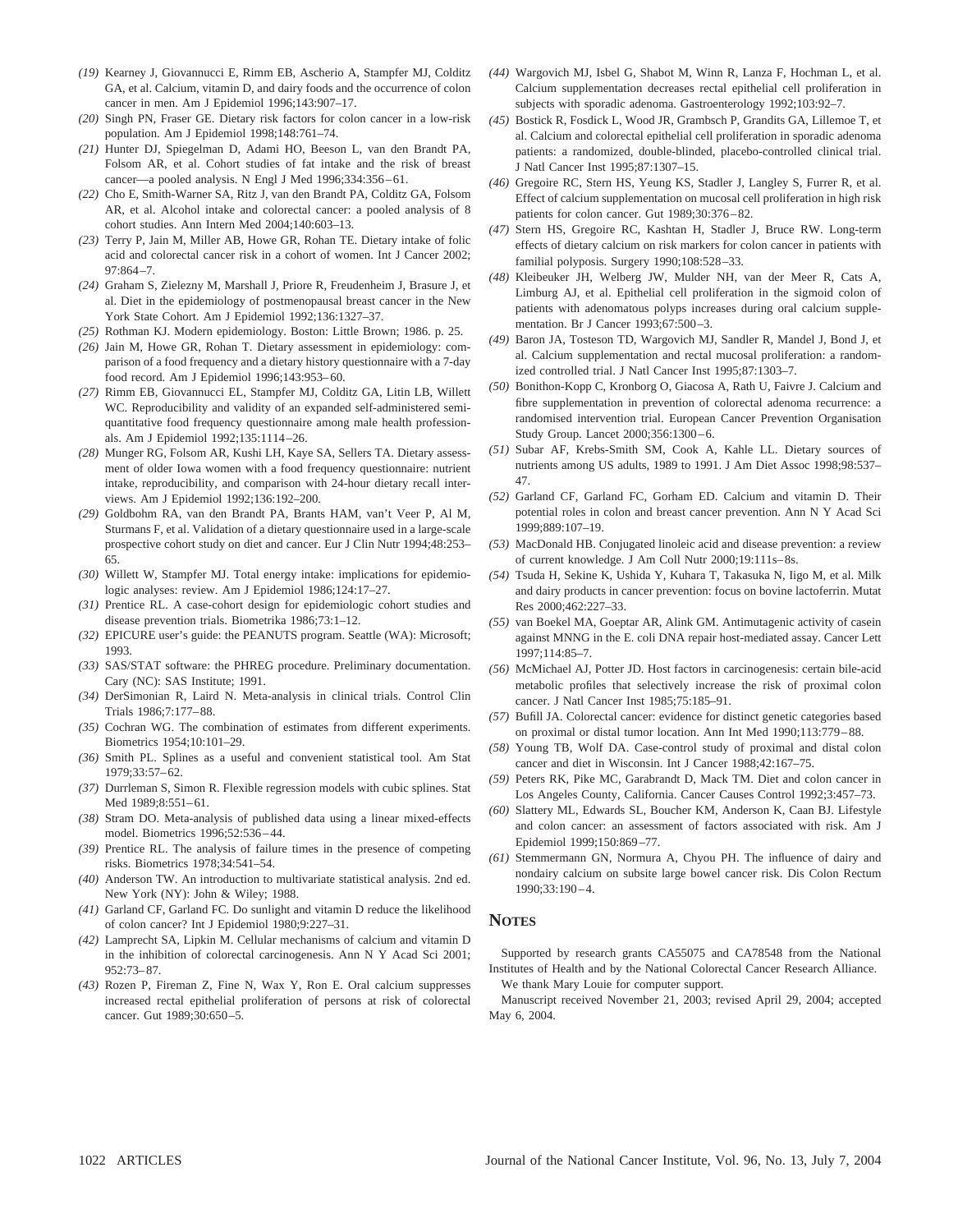(19) Kearney J, Giovannucci E, Rimm EB, Ascherio A, Stampfer MJ, Colditz GA, et al. Calcium, vitamin D, and dairy foods and the occurrence of colon cancer in men. Am J Epidemiol 1996;143:907–17.

(20) Singh PN, Fraser GE. Dietary risk factors for colon cancer in a low-risk population. Am J Epidemiol 1998;148:761–74.

(21) Hunter DJ, Spiegelman D, Adami HO, Beeson L, van den Brandt PA, Folsom AR, et al. Cohort studies of fat intake and the risk of breast cancer—a pooled analysis. N Engl J Med 1996;334:356–61.

(22) Cho E, Smith-Warner SA, Ritz J, van den Brandt PA, Colditz GA, Folsom AR, et al. Alcohol intake and colorectal cancer: a pooled analysis of 8 cohort studies. Ann Intern Med 2004;140:603–13.

(23) Terry P, Jain M, Miller AB, Howe GR, Rohan TE. Dietary intake of folic acid and colorectal cancer risk in a cohort of women. Int J Cancer 2002; 97:864–7.

(24) Graham S, Zielezny M, Marshall J, Priore R, Freudenheim J, Brasure J, et al. Diet in the epidemiology of postmenopausal breast cancer in the New York State Cohort. Am J Epidemiol 1992;136:1327–37.

(25) Rothman KJ. Modern epidemiology. Boston: Little Brown; 1986. p. 25.

(26) Jain M, Howe GR, Rohan T. Dietary assessment in epidemiology: comparison of a food frequency and a dietary history questionnaire with a 7-day food record. Am J Epidemiol 1996;143:953–60.

(27) Rimm EB, Giovannucci EL, Stampfer MJ, Colditz GA, Litin LB, Willett WC. Reproducibility and validity of an expanded self-administered semi-quantitative food frequency questionnaire among male health professionals. Am J Epidemiol 1992;135:1114–26.

(28) Munger RG, Folsom AR, Kushi LH, Kaye SA, Sellers TA. Dietary assessment of older Iowa women with a food frequency questionnaire: nutrient intake, reproducibility, and comparison with 24-hour dietary recall interviews. Am J Epidemiol 1992;136:192–200.

(29) Goldbohm RA, van den Brandt PA, Brants HAM, van't Veer P, Al M, Sturmans F, et al. Validation of a dietary questionnaire used in a large-scale prospective cohort study on diet and cancer. Eur J Clin Nutr 1994;48:253–65.

(30) Willett W, Stampfer MJ. Total energy intake: implications for epidemiologic analyses: review. Am J Epidemiol 1986;124:17–27.

(31) Prentice RL. A case-cohort design for epidemiologic cohort studies and disease prevention trials. Biometrika 1986;73:1–12.

(32) EPICURE user's guide: the PEANUTS program. Seattle (WA): Microsoft; 1993.

(33) SAS/STAT software: the PHREG procedure. Preliminary documentation. Cary (NC): SAS Institute; 1991.

(34) DerSimonian R, Laird N. Meta-analysis in clinical trials. Control Clin Trials 1986;7:177–88.

(35) Cochran WG. The combination of estimates from different experiments. Biometrics 1954;10:101–29.

(36) Smith PL. Splines as a useful and convenient statistical tool. Am Stat 1979;33:57–62.

(37) Durrleman S, Simon R. Flexible regression models with cubic splines. Stat Med 1989;8:551–61.

(38) Stram DO. Meta-analysis of published data using a linear mixed-effects model. Biometrics 1996;52:536–44.

(39) Prentice RL. The analysis of failure times in the presence of competing risks. Biometrics 1978;34:541–54.

(40) Anderson TW. An introduction to multivariate statistical analysis. 2nd ed. New York (NY): John & Wiley; 1988.

(41) Garland CF, Garland FC. Do sunlight and vitamin D reduce the likelihood of colon cancer? Int J Epidemiol 1980;9:227–31.

(42) Lamprecht SA, Lipkin M. Cellular mechanisms of calcium and vitamin D in the inhibition of colorectal carcinogenesis. Ann N Y Acad Sci 2001; 952:73–87.

(43) Rozen P, Fireman Z, Fine N, Wax Y, Ron E. Oral calcium suppresses increased rectal epithelial proliferation of persons at risk of colorectal cancer. Gut 1989;30:650–5.

(44) Wargovich MJ, Isbel G, Shabot M, Winn R, Lanza F, Hochman L, et al. Calcium supplementation decreases rectal epithelial cell proliferation in subjects with sporadic adenoma. Gastroenterology 1992;103:92–7.

(45) Bostick R, Fosdick L, Wood JR, Grambsch P, Grandits GA, Lillemoe T, et al. Calcium and colorectal epithelial cell proliferation in sporadic adenoma patients: a randomized, double-blinded, placebo-controlled clinical trial. J Natl Cancer Inst 1995;87:1307–15.

(46) Gregoire RC, Stern HS, Yeung KS, Stadler J, Langley S, Furrer R, et al. Effect of calcium supplementation on mucosal cell proliferation in high risk patients for colon cancer. Gut 1989;30:376–82.

(47) Stern HS, Gregoire RC, Kashtan H, Stadler J, Bruce RW. Long-term effects of dietary calcium on risk markers for colon cancer in patients with familial polyposis. Surgery 1990;108:528–33.

(48) Kleibeuker JH, Welberg JW, Mulder NH, van der Meer R, Cats A, Limburg AJ, et al. Epithelial cell proliferation in the sigmoid colon of patients with adenomatous polyps increases during oral calcium supplementation. Br J Cancer 1993;67:500–3.

(49) Baron JA, Tosteson TD, Wargovich MJ, Sandler R, Mandel J, Bond J, et al. Calcium supplementation and rectal mucosal proliferation: a randomized controlled trial. J Natl Cancer Inst 1995;87:1303–7.

(50) Bonithon-Kopp C, Kronborg O, Giacosa A, Rath U, Faivre J. Calcium and fibre supplementation in prevention of colorectal adenoma recurrence: a randomised intervention trial. European Cancer Prevention Organisation Study Group. Lancet 2000;356:1300–6.

(51) Subar AF, Krebs-Smith SM, Cook A, Kahle LL. Dietary sources of nutrients among US adults, 1989 to 1991. J Am Diet Assoc 1998;98:537–47.

(52) Garland CF, Garland FC, Gorham ED. Calcium and vitamin D. Their potential roles in colon and breast cancer prevention. Ann N Y Acad Sci 1999;889:107–19.

(53) MacDonald HB. Conjugated linoleic acid and disease prevention: a review of current knowledge. J Am Coll Nutr 2000;19:111s–8s.

(54) Tsuda H, Sekine K, Ushida Y, Kuhara T, Takasuka N, Iigo M, et al. Milk and dairy products in cancer prevention: focus on bovine lactoferrin. Mutat Res 2000;462:227–33.

(55) van Boekel MA, Goeptar AR, Alink GM. Antimutagenic activity of casein against MNNG in the E. coli DNA repair host-mediated assay. Cancer Lett 1997;114:85–7.

(56) McMichael AJ, Potter JD. Host factors in carcinogenesis: certain bile-acid metabolic profiles that selectively increase the risk of proximal colon cancer. J Natl Cancer Inst 1985;75:185–91.

(57) Bufill JA. Colorectal cancer: evidence for distinct genetic categories based on proximal or distal tumor location. Ann Int Med 1990;113:779–88.

(58) Young TB, Wolf DA. Case-control study of proximal and distal colon cancer and diet in Wisconsin. Int J Cancer 1988;42:167–75.

(59) Peters RK, Pike MC, Garabrandt D, Mack TM. Diet and colon cancer in Los Angeles County, California. Cancer Causes Control 1992;3:457–73.

(60) Slattery ML, Edwards SL, Boucher KM, Anderson K, Caan BJ. Lifestyle and colon cancer: an assessment of factors associated with risk. Am J Epidemiol 1999;150:869–77.

(61) Stemmermann GN, Normura A, Chyou PH. The influence of dairy and nondairy calcium on subsite large bowel cancer risk. Dis Colon Rectum 1990;33:190–4.

## Notes

Supported by research grants CA55075 and CA78548 from the National Institutes of Health and by the National Colorectal Cancer Research Alliance.

We thank Mary Louie for computer support.

Manuscript received November 21, 2003; revised April 29, 2004; accepted May 6, 2004.